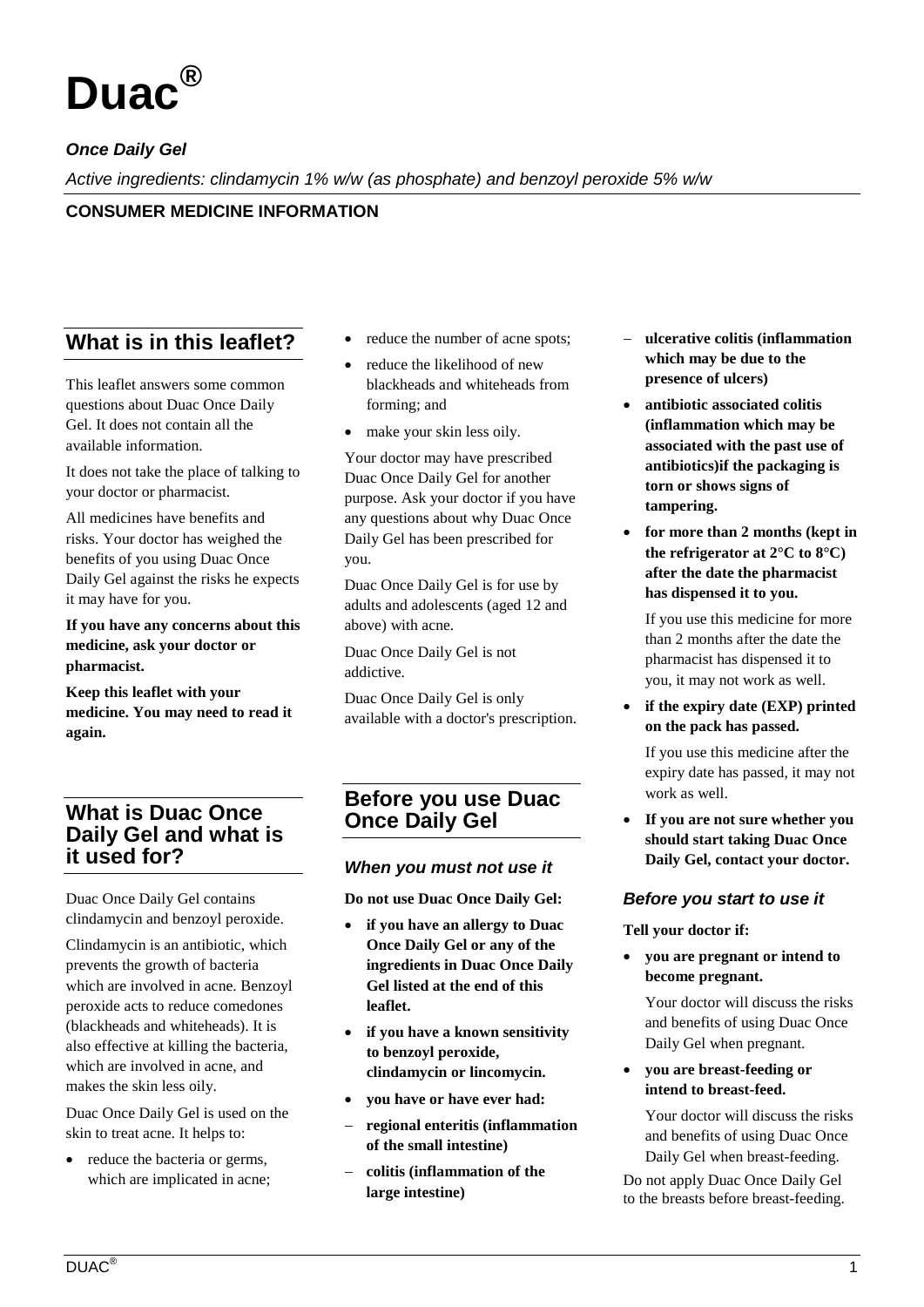# Duac®

***Once Daily Gel***

*Active ingredients: clindamycin 1% w/w (as phosphate) and benzoyl peroxide 5% w/w*

**CONSUMER MEDICINE INFORMATION**

## What is in this leaflet?

This leaflet answers some common questions about Duac Once Daily Gel. It does not contain all the available information.

It does not take the place of talking to your doctor or pharmacist.

All medicines have benefits and risks. Your doctor has weighed the benefits of you using Duac Once Daily Gel against the risks he expects it may have for you.

**If you have any concerns about this medicine, ask your doctor or pharmacist.**

**Keep this leaflet with your medicine. You may need to read it again.**

## What is Duac Once Daily Gel and what is it used for?

Duac Once Daily Gel contains clindamycin and benzoyl peroxide.

Clindamycin is an antibiotic, which prevents the growth of bacteria which are involved in acne. Benzoyl peroxide acts to reduce comedones (blackheads and whiteheads). It is also effective at killing the bacteria, which are involved in acne, and makes the skin less oily.

Duac Once Daily Gel is used on the skin to treat acne. It helps to:

- reduce the bacteria or germs, which are implicated in acne;
- reduce the number of acne spots;
- reduce the likelihood of new blackheads and whiteheads from forming; and
- make your skin less oily.

Your doctor may have prescribed Duac Once Daily Gel for another purpose. Ask your doctor if you have any questions about why Duac Once Daily Gel has been prescribed for you.

Duac Once Daily Gel is for use by adults and adolescents (aged 12 and above) with acne.

Duac Once Daily Gel is not addictive.

Duac Once Daily Gel is only available with a doctor's prescription.

## Before you use Duac Once Daily Gel

### *When you must not use it*

**Do not use Duac Once Daily Gel:**

- **if you have an allergy to Duac Once Daily Gel or any of the ingredients in Duac Once Daily Gel listed at the end of this leaflet.**
- **if you have a known sensitivity to benzoyl peroxide, clindamycin or lincomycin.**
- **you have or have ever had:**
  - **regional enteritis (inflammation of the small intestine)**
  - **colitis (inflammation of the large intestine)**
  - **ulcerative colitis (inflammation which may be due to the presence of ulcers)**
- **antibiotic associated colitis (inflammation which may be associated with the past use of antibiotics)if the packaging is torn or shows signs of tampering.**
- **for more than 2 months (kept in the refrigerator at 2°C to 8°C) after the date the pharmacist has dispensed it to you.**

  If you use this medicine for more than 2 months after the pharmacist has dispensed it to you, it may not work as well.
- **if the expiry date (EXP) printed on the pack has passed.**

  If you use this medicine after the expiry date has passed, it may not work as well.
- **If you are not sure whether you should start taking Duac Once Daily Gel, contact your doctor.**

### *Before you start to use it*

**Tell your doctor if:**

- **you are pregnant or intend to become pregnant.**

  Your doctor will discuss the risks and benefits of using Duac Once Daily Gel when pregnant.
- **you are breast-feeding or intend to breast-feed.**

  Your doctor will discuss the risks and benefits of using Duac Once Daily Gel when breast-feeding.

Do not apply Duac Once Daily Gel to the breasts before breast-feeding.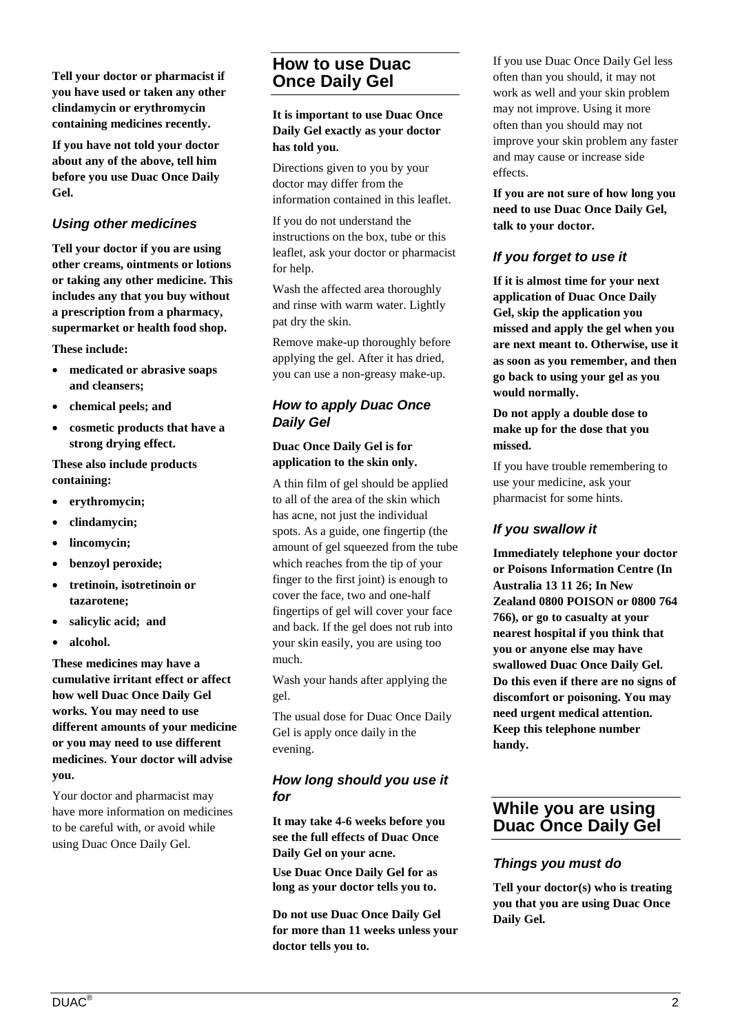**Tell your doctor or pharmacist if you have used or taken any other clindamycin or erythromycin containing medicines recently.**

**If you have not told your doctor about any of the above, tell him before you use Duac Once Daily Gel.**

### *Using other medicines*

**Tell your doctor if you are using other creams, ointments or lotions or taking any other medicine. This includes any that you buy without a prescription from a pharmacy, supermarket or health food shop.**

**These include:**

- **medicated or abrasive soaps and cleansers;**
- **chemical peels; and**
- **cosmetic products that have a strong drying effect.**

**These also include products containing:**

- **erythromycin;**
- **clindamycin;**
- **lincomycin;**
- **benzoyl peroxide;**
- **tretinoin, isotretinoin or tazarotene;**
- **salicylic acid; and**
- **alcohol.**

**These medicines may have a cumulative irritant effect or affect how well Duac Once Daily Gel works. You may need to use different amounts of your medicine or you may need to use different medicines. Your doctor will advise you.**

Your doctor and pharmacist may have more information on medicines to be careful with, or avoid while using Duac Once Daily Gel.

## How to use Duac Once Daily Gel

**It is important to use Duac Once Daily Gel exactly as your doctor has told you.**

Directions given to you by your doctor may differ from the information contained in this leaflet.

If you do not understand the instructions on the box, tube or this leaflet, ask your doctor or pharmacist for help.

Wash the affected area thoroughly and rinse with warm water. Lightly pat dry the skin.

Remove make-up thoroughly before applying the gel. After it has dried, you can use a non-greasy make-up.

### *How to apply Duac Once Daily Gel*

**Duac Once Daily Gel is for application to the skin only.**

A thin film of gel should be applied to all of the area of the skin which has acne, not just the individual spots. As a guide, one fingertip (the amount of gel squeezed from the tube which reaches from the tip of your finger to the first joint) is enough to cover the face, two and one-half fingertips of gel will cover your face and back. If the gel does not rub into your skin easily, you are using too much.

Wash your hands after applying the gel.

The usual dose for Duac Once Daily Gel is apply once daily in the evening.

### *How long should you use it for*

**It may take 4-6 weeks before you see the full effects of Duac Once Daily Gel on your acne.**

**Use Duac Once Daily Gel for as long as your doctor tells you to.**

**Do not use Duac Once Daily Gel for more than 11 weeks unless your doctor tells you to.**

If you use Duac Once Daily Gel less often than you should, it may not work as well and your skin problem may not improve. Using it more often than you should may not improve your skin problem any faster and may cause or increase side effects.

**If you are not sure of how long you need to use Duac Once Daily Gel, talk to your doctor.**

### *If you forget to use it*

**If it is almost time for your next application of Duac Once Daily Gel, skip the application you missed and apply the gel when you are next meant to. Otherwise, use it as soon as you remember, and then go back to using your gel as you would normally.**

**Do not apply a double dose to make up for the dose that you missed.**

If you have trouble remembering to use your medicine, ask your pharmacist for some hints.

### *If you swallow it*

**Immediately telephone your doctor or Poisons Information Centre (In Australia 13 11 26; In New Zealand 0800 POISON or 0800 764 766), or go to casualty at your nearest hospital if you think that you or anyone else may have swallowed Duac Once Daily Gel. Do this even if there are no signs of discomfort or poisoning. You may need urgent medical attention. Keep this telephone number handy.**

## While you are using Duac Once Daily Gel

### *Things you must do*

**Tell your doctor(s) who is treating you that you are using Duac Once Daily Gel.**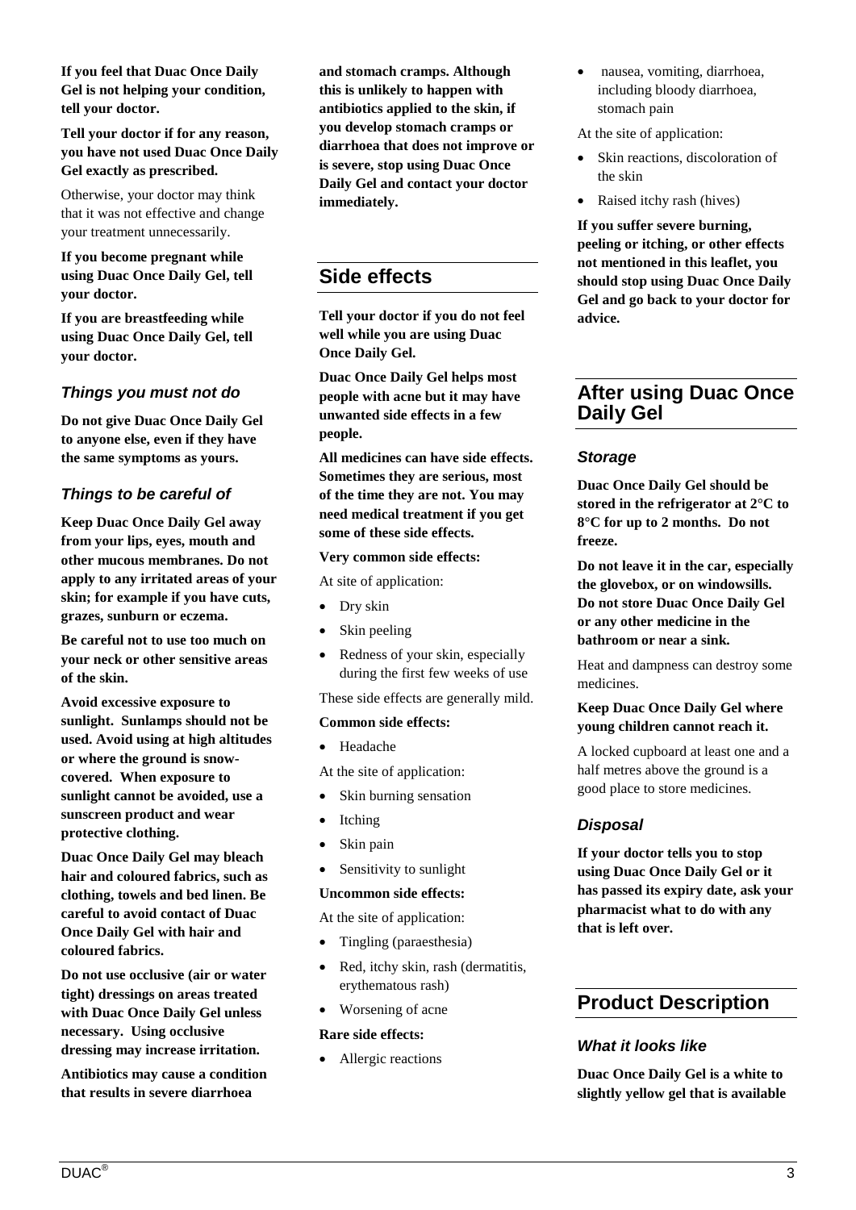**If you feel that Duac Once Daily Gel is not helping your condition, tell your doctor.**

**Tell your doctor if for any reason, you have not used Duac Once Daily Gel exactly as prescribed.**

Otherwise, your doctor may think that it was not effective and change your treatment unnecessarily.

**If you become pregnant while using Duac Once Daily Gel, tell your doctor.**

**If you are breastfeeding while using Duac Once Daily Gel, tell your doctor.**

### *Things you must not do*

**Do not give Duac Once Daily Gel to anyone else, even if they have the same symptoms as yours.**

### *Things to be careful of*

**Keep Duac Once Daily Gel away from your lips, eyes, mouth and other mucous membranes. Do not apply to any irritated areas of your skin; for example if you have cuts, grazes, sunburn or eczema.**

**Be careful not to use too much on your neck or other sensitive areas of the skin.**

**Avoid excessive exposure to sunlight. Sunlamps should not be used. Avoid using at high altitudes or where the ground is snow-covered. When exposure to sunlight cannot be avoided, use a sunscreen product and wear protective clothing.**

**Duac Once Daily Gel may bleach hair and coloured fabrics, such as clothing, towels and bed linen. Be careful to avoid contact of Duac Once Daily Gel with hair and coloured fabrics.**

**Do not use occlusive (air or water tight) dressings on areas treated with Duac Once Daily Gel unless necessary. Using occlusive dressing may increase irritation.**

**Antibiotics may cause a condition that results in severe diarrhoea and stomach cramps. Although this is unlikely to happen with antibiotics applied to the skin, if you develop stomach cramps or diarrhoea that does not improve or is severe, stop using Duac Once Daily Gel and contact your doctor immediately.**

## Side effects

**Tell your doctor if you do not feel well while you are using Duac Once Daily Gel.**

**Duac Once Daily Gel helps most people with acne but it may have unwanted side effects in a few people.**

**All medicines can have side effects. Sometimes they are serious, most of the time they are not. You may need medical treatment if you get some of these side effects.**

**Very common side effects:**

At site of application:

- Dry skin
- Skin peeling
- Redness of your skin, especially during the first few weeks of use

These side effects are generally mild.

**Common side effects:**

- Headache

At the site of application:

- Skin burning sensation
- Itching
- Skin pain
- Sensitivity to sunlight

**Uncommon side effects:**

At the site of application:

- Tingling (paraesthesia)
- Red, itchy skin, rash (dermatitis, erythematous rash)
- Worsening of acne

**Rare side effects:**

- Allergic reactions
- nausea, vomiting, diarrhoea, including bloody diarrhoea, stomach pain

At the site of application:

- Skin reactions, discoloration of the skin
- Raised itchy rash (hives)

**If you suffer severe burning, peeling or itching, or other effects not mentioned in this leaflet, you should stop using Duac Once Daily Gel and go back to your doctor for advice.**

## After using Duac Once Daily Gel

### *Storage*

**Duac Once Daily Gel should be stored in the refrigerator at 2°C to 8°C for up to 2 months. Do not freeze.**

**Do not leave it in the car, especially the glovebox, or on windowsills. Do not store Duac Once Daily Gel or any other medicine in the bathroom or near a sink.**

Heat and dampness can destroy some medicines.

**Keep Duac Once Daily Gel where young children cannot reach it.**

A locked cupboard at least one and a half metres above the ground is a good place to store medicines.

### *Disposal*

**If your doctor tells you to stop using Duac Once Daily Gel or it has passed its expiry date, ask your pharmacist what to do with any that is left over.**

## Product Description

### *What it looks like*

**Duac Once Daily Gel is a white to slightly yellow gel that is available**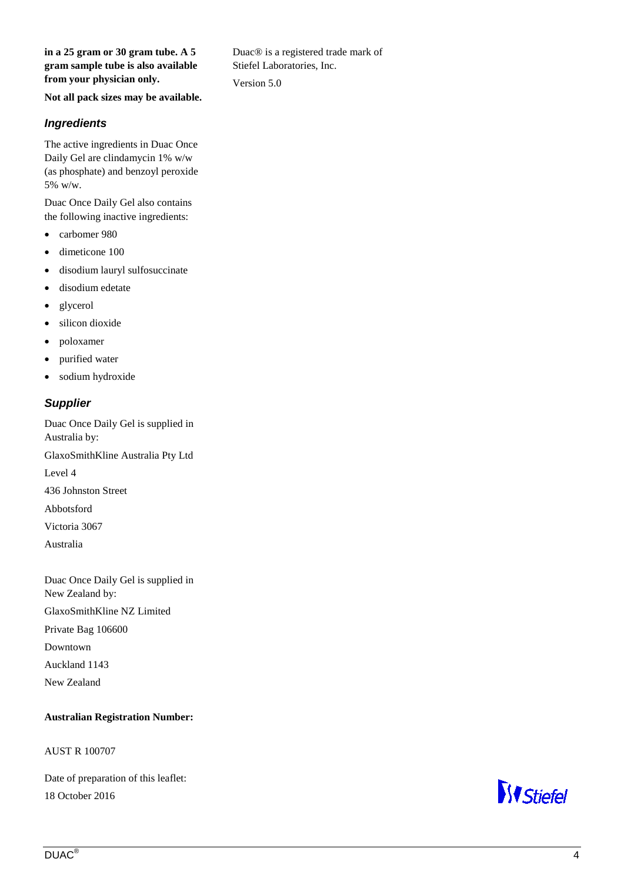**in a 25 gram or 30 gram tube. A 5 gram sample tube is also available from your physician only.**

**Not all pack sizes may be available.**

### *Ingredients*

The active ingredients in Duac Once Daily Gel are clindamycin 1% w/w (as phosphate) and benzoyl peroxide 5% w/w.

Duac Once Daily Gel also contains the following inactive ingredients:

- carbomer 980
- dimeticone 100
- disodium lauryl sulfosuccinate
- disodium edetate
- glycerol
- silicon dioxide
- poloxamer
- purified water
- sodium hydroxide

### *Supplier*

Duac Once Daily Gel is supplied in Australia by:

GlaxoSmithKline Australia Pty Ltd

Level 4

436 Johnston Street

Abbotsford

Victoria 3067

Australia

Duac Once Daily Gel is supplied in New Zealand by:

GlaxoSmithKline NZ Limited

Private Bag 106600

Downtown

Auckland 1143

New Zealand

**Australian Registration Number:**

AUST R 100707

Date of preparation of this leaflet: 18 October 2016

Duac® is a registered trade mark of Stiefel Laboratories, Inc.

Version 5.0

Stiefel